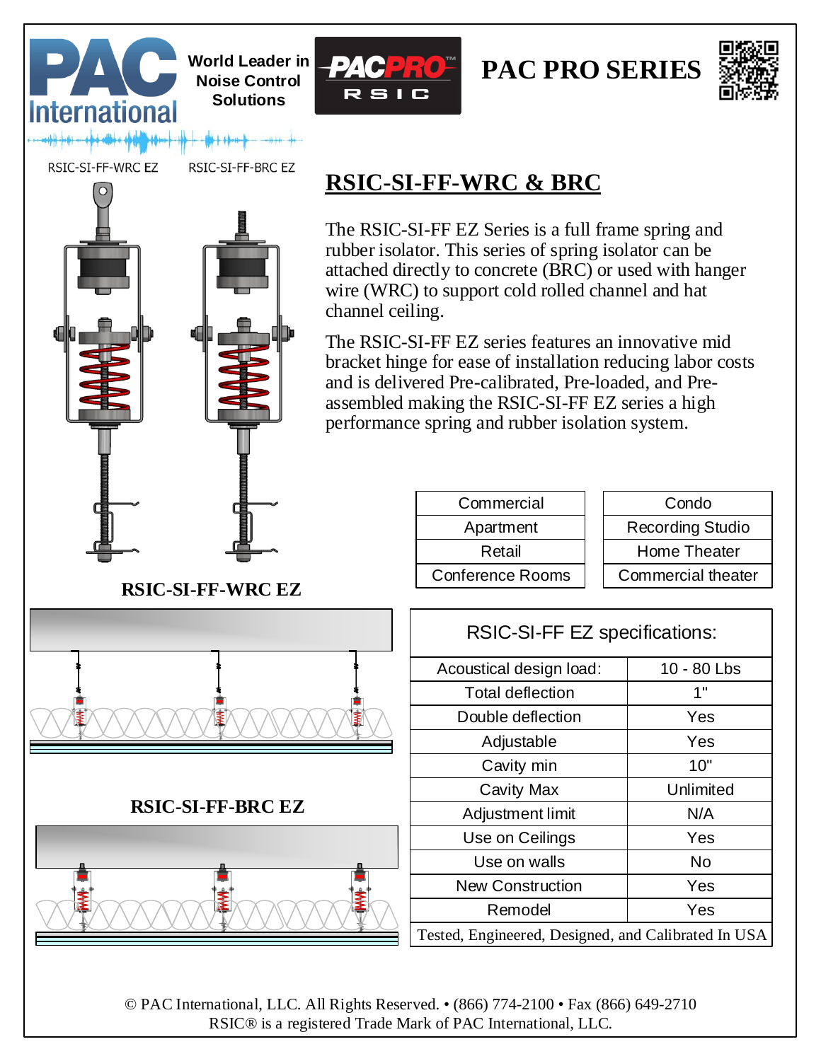PAC International

World Leader in Noise Control Solutions

PACPRO RSIC

# PAC PRO SERIES

RSIC-SI-FF-WRC EZ

RSIC-SI-FF-BRC EZ

## RSIC-SI-FF-WRC & BRC

The RSIC-SI-FF EZ Series is a full frame spring and rubber isolator. This series of spring isolator can be attached directly to concrete (BRC) or used with hanger wire (WRC) to support cold rolled channel and hat channel ceiling.

The RSIC-SI-FF EZ series features an innovative mid bracket hinge for ease of installation reducing labor costs and is delivered Pre-calibrated, Pre-loaded, and Pre-assembled making the RSIC-SI-FF EZ series a high performance spring and rubber isolation system.

| Commercial |
|---|
| Apartment |
| Retail |
| Conference Rooms |

| Condo |
|---|
| Recording Studio |
| Home Theater |
| Commercial theater |

**RSIC-SI-FF-WRC EZ**

**RSIC-SI-FF-BRC EZ**

| RSIC-SI-FF EZ specifications: | |
|---|---|
| Acoustical design load: | 10 - 80 Lbs |
| Total deflection | 1" |
| Double deflection | Yes |
| Adjustable | Yes |
| Cavity min | 10" |
| Cavity Max | Unlimited |
| Adjustment limit | N/A |
| Use on Ceilings | Yes |
| Use on walls | No |
| New Construction | Yes |
| Remodel | Yes |
| Tested, Engineered, Designed, and Calibrated In USA | |

© PAC International, LLC. All Rights Reserved. • (866) 774-2100 • Fax (866) 649-2710
RSIC® is a registered Trade Mark of PAC International, LLC.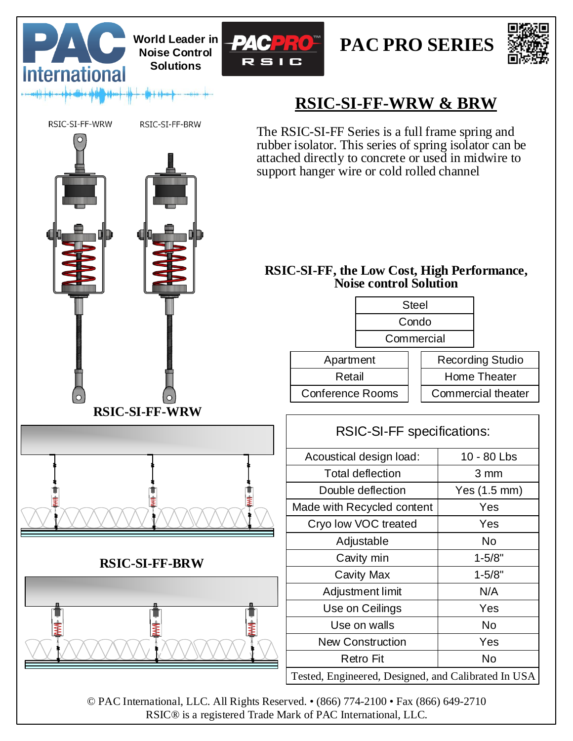PAC International

World Leader in Noise Control Solutions

PACPRO RSIC

# PAC PRO SERIES

## RSIC-SI-FF-WRW & BRW

RSIC-SI-FF-WRW RSIC-SI-FF-BRW

The RSIC-SI-FF Series is a full frame spring and rubber isolator. This series of spring isolator can be attached directly to concrete or used in midwire to support hanger wire or cold rolled channel

**RSIC-SI-FF, the Low Cost, High Performance, Noise control Solution**

| |
|---|
| Steel |
| Condo |
| Commercial |

| | |
|---|---|
| Apartment | Recording Studio |
| Retail | Home Theater |
| Conference Rooms | Commercial theater |

**RSIC-SI-FF-WRW**

**RSIC-SI-FF-BRW**

| RSIC-SI-FF specifications: | |
|---|---|
| Acoustical design load: | 10 - 80 Lbs |
| Total deflection | 3 mm |
| Double deflection | Yes (1.5 mm) |
| Made with Recycled content | Yes |
| Cryo low VOC treated | Yes |
| Adjustable | No |
| Cavity min | 1-5/8" |
| Cavity Max | 1-5/8" |
| Adjustment limit | N/A |
| Use on Ceilings | Yes |
| Use on walls | No |
| New Construction | Yes |
| Retro Fit | No |
| Tested, Engineered, Designed, and Calibrated In USA | |

© PAC International, LLC. All Rights Reserved. • (866) 774-2100 • Fax (866) 649-2710
RSIC® is a registered Trade Mark of PAC International, LLC.